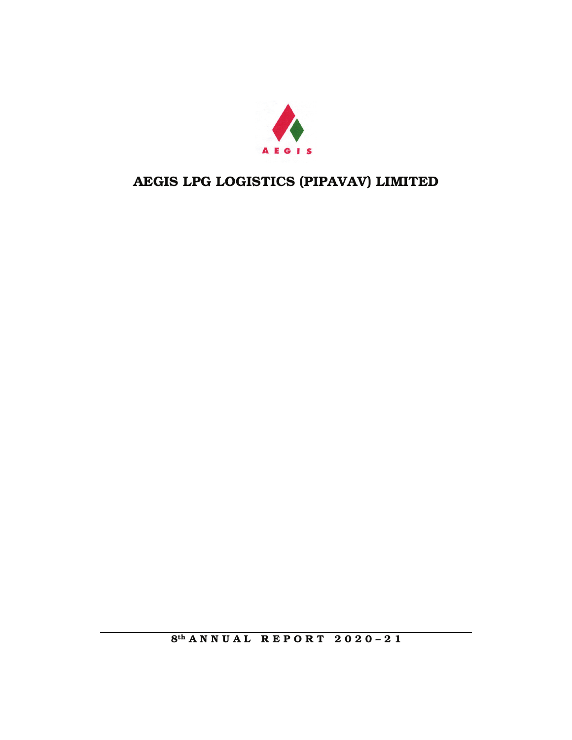AEGIS

# AEGIS LPG LOGISTICS (PIPAVAV) LIMITED

**8th ANNUAL REPORT 2020–21**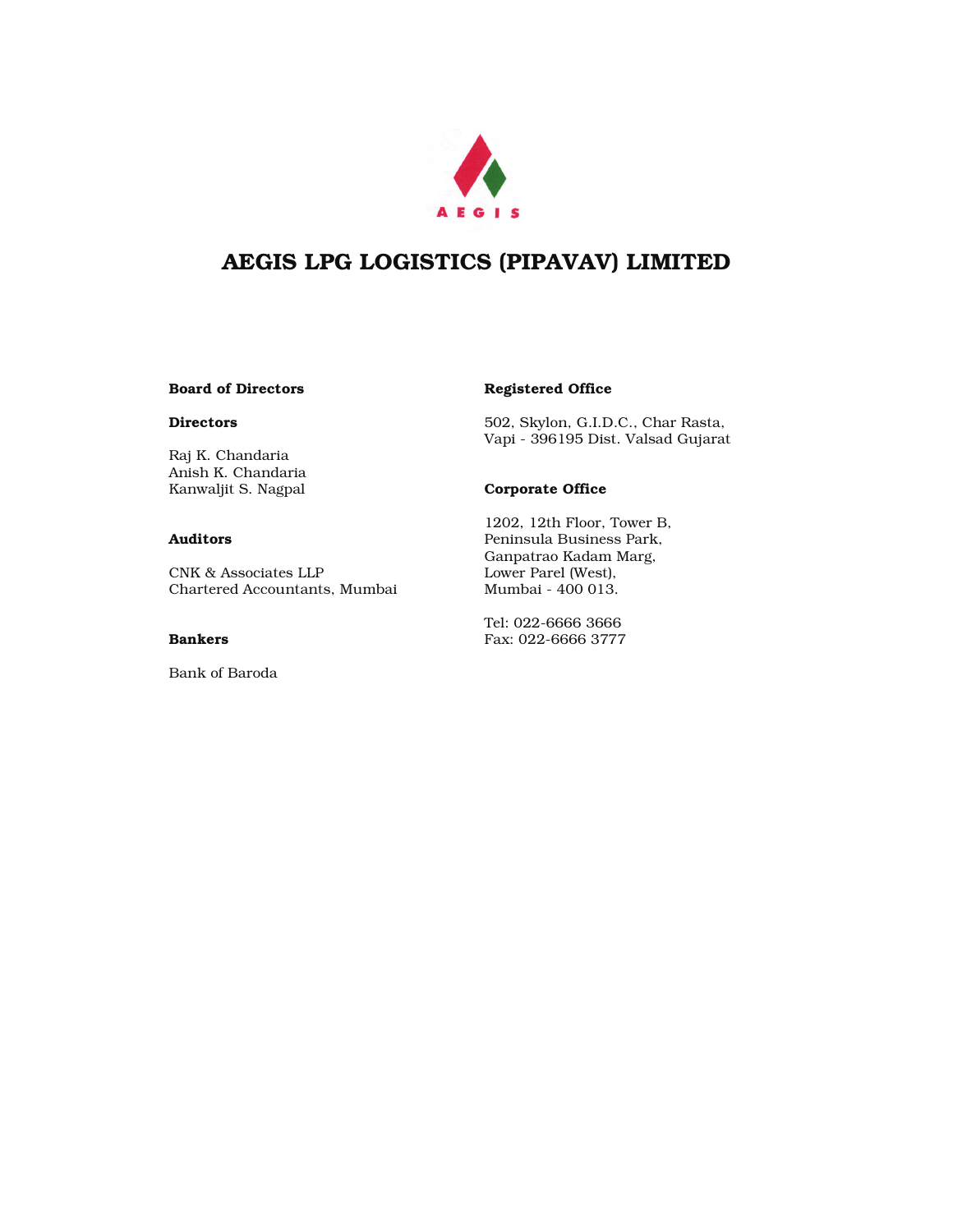AEGIS

# AEGIS LPG LOGISTICS (PIPAVAV) LIMITED

**Board of Directors**

**Directors**

Raj K. Chandaria
Anish K. Chandaria
Kanwaljit S. Nagpal

**Auditors**

CNK & Associates LLP
Chartered Accountants, Mumbai

**Bankers**

Bank of Baroda

**Registered Office**

502, Skylon, G.I.D.C., Char Rasta,
Vapi - 396195 Dist. Valsad Gujarat

**Corporate Office**

1202, 12th Floor, Tower B,
Peninsula Business Park,
Ganpatrao Kadam Marg,
Lower Parel (West),
Mumbai - 400 013.

Tel: 022-6666 3666
Fax: 022-6666 3777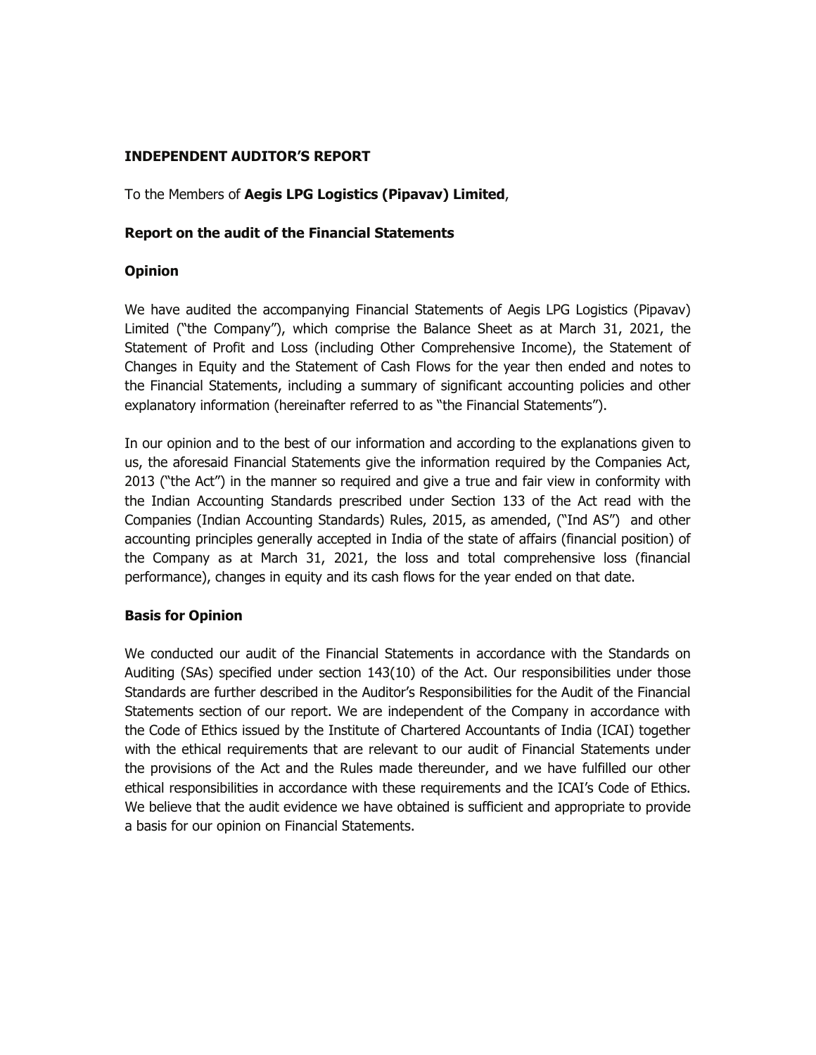# INDEPENDENT AUDITOR'S REPORT

To the Members of **Aegis LPG Logistics (Pipavav) Limited**,

## Report on the audit of the Financial Statements

### Opinion

We have audited the accompanying Financial Statements of Aegis LPG Logistics (Pipavav) Limited ("the Company"), which comprise the Balance Sheet as at March 31, 2021, the Statement of Profit and Loss (including Other Comprehensive Income), the Statement of Changes in Equity and the Statement of Cash Flows for the year then ended and notes to the Financial Statements, including a summary of significant accounting policies and other explanatory information (hereinafter referred to as "the Financial Statements").

In our opinion and to the best of our information and according to the explanations given to us, the aforesaid Financial Statements give the information required by the Companies Act, 2013 ("the Act") in the manner so required and give a true and fair view in conformity with the Indian Accounting Standards prescribed under Section 133 of the Act read with the Companies (Indian Accounting Standards) Rules, 2015, as amended, ("Ind AS") and other accounting principles generally accepted in India of the state of affairs (financial position) of the Company as at March 31, 2021, the loss and total comprehensive loss (financial performance), changes in equity and its cash flows for the year ended on that date.

### Basis for Opinion

We conducted our audit of the Financial Statements in accordance with the Standards on Auditing (SAs) specified under section 143(10) of the Act. Our responsibilities under those Standards are further described in the Auditor's Responsibilities for the Audit of the Financial Statements section of our report. We are independent of the Company in accordance with the Code of Ethics issued by the Institute of Chartered Accountants of India (ICAI) together with the ethical requirements that are relevant to our audit of Financial Statements under the provisions of the Act and the Rules made thereunder, and we have fulfilled our other ethical responsibilities in accordance with these requirements and the ICAI's Code of Ethics. We believe that the audit evidence we have obtained is sufficient and appropriate to provide a basis for our opinion on Financial Statements.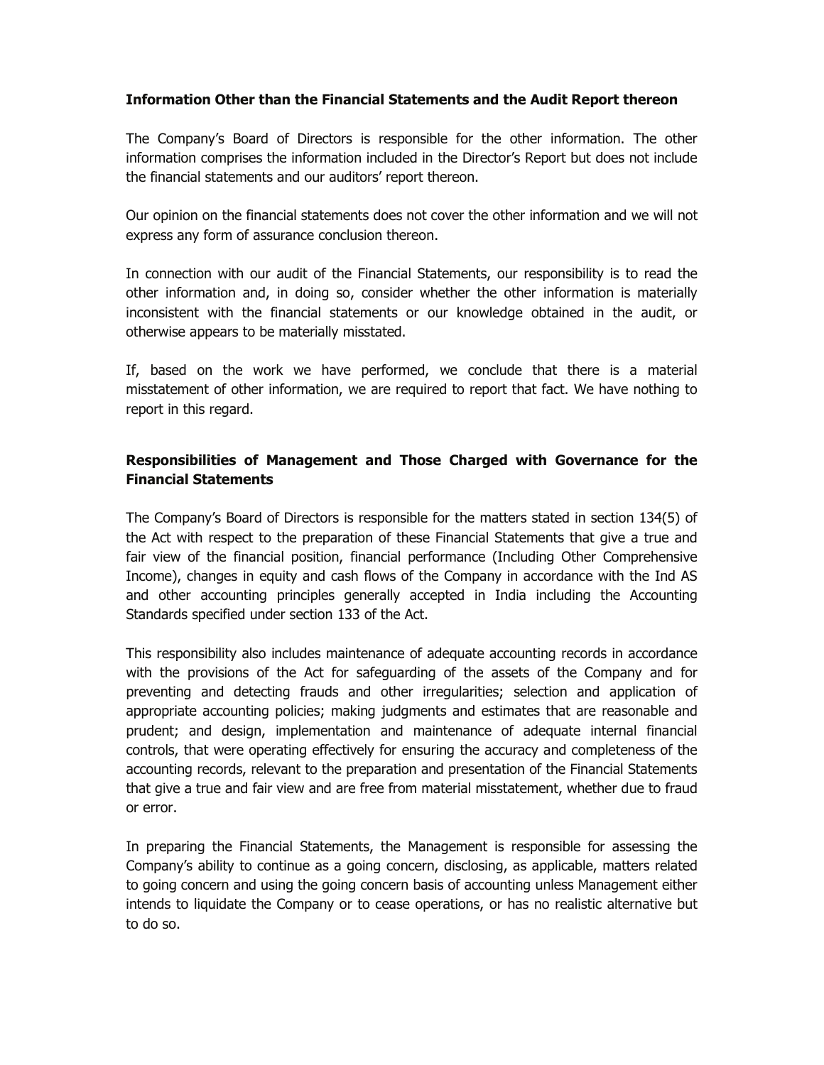**Information Other than the Financial Statements and the Audit Report thereon**

The Company's Board of Directors is responsible for the other information. The other information comprises the information included in the Director's Report but does not include the financial statements and our auditors' report thereon.

Our opinion on the financial statements does not cover the other information and we will not express any form of assurance conclusion thereon.

In connection with our audit of the Financial Statements, our responsibility is to read the other information and, in doing so, consider whether the other information is materially inconsistent with the financial statements or our knowledge obtained in the audit, or otherwise appears to be materially misstated.

If, based on the work we have performed, we conclude that there is a material misstatement of other information, we are required to report that fact. We have nothing to report in this regard.

**Responsibilities of Management and Those Charged with Governance for the Financial Statements**

The Company's Board of Directors is responsible for the matters stated in section 134(5) of the Act with respect to the preparation of these Financial Statements that give a true and fair view of the financial position, financial performance (Including Other Comprehensive Income), changes in equity and cash flows of the Company in accordance with the Ind AS and other accounting principles generally accepted in India including the Accounting Standards specified under section 133 of the Act.

This responsibility also includes maintenance of adequate accounting records in accordance with the provisions of the Act for safeguarding of the assets of the Company and for preventing and detecting frauds and other irregularities; selection and application of appropriate accounting policies; making judgments and estimates that are reasonable and prudent; and design, implementation and maintenance of adequate internal financial controls, that were operating effectively for ensuring the accuracy and completeness of the accounting records, relevant to the preparation and presentation of the Financial Statements that give a true and fair view and are free from material misstatement, whether due to fraud or error.

In preparing the Financial Statements, the Management is responsible for assessing the Company's ability to continue as a going concern, disclosing, as applicable, matters related to going concern and using the going concern basis of accounting unless Management either intends to liquidate the Company or to cease operations, or has no realistic alternative but to do so.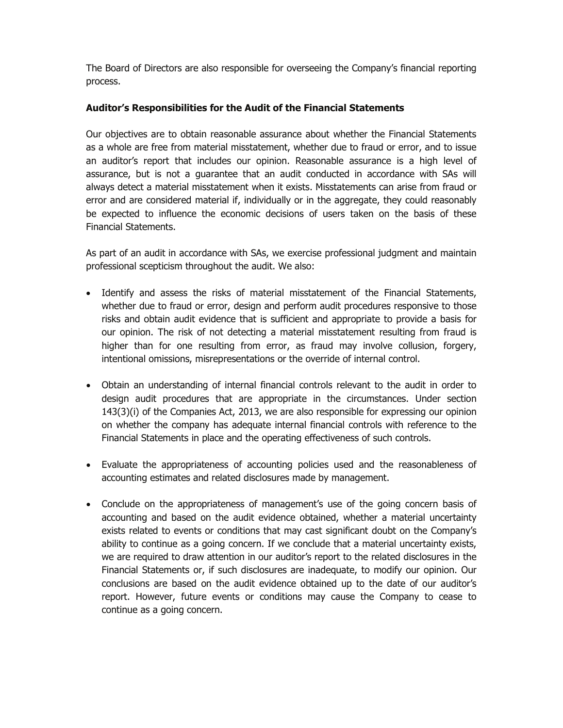The Board of Directors are also responsible for overseeing the Company's financial reporting process.

**Auditor's Responsibilities for the Audit of the Financial Statements**

Our objectives are to obtain reasonable assurance about whether the Financial Statements as a whole are free from material misstatement, whether due to fraud or error, and to issue an auditor's report that includes our opinion. Reasonable assurance is a high level of assurance, but is not a guarantee that an audit conducted in accordance with SAs will always detect a material misstatement when it exists. Misstatements can arise from fraud or error and are considered material if, individually or in the aggregate, they could reasonably be expected to influence the economic decisions of users taken on the basis of these Financial Statements.

As part of an audit in accordance with SAs, we exercise professional judgment and maintain professional scepticism throughout the audit. We also:

- Identify and assess the risks of material misstatement of the Financial Statements, whether due to fraud or error, design and perform audit procedures responsive to those risks and obtain audit evidence that is sufficient and appropriate to provide a basis for our opinion. The risk of not detecting a material misstatement resulting from fraud is higher than for one resulting from error, as fraud may involve collusion, forgery, intentional omissions, misrepresentations or the override of internal control.

- Obtain an understanding of internal financial controls relevant to the audit in order to design audit procedures that are appropriate in the circumstances. Under section 143(3)(i) of the Companies Act, 2013, we are also responsible for expressing our opinion on whether the company has adequate internal financial controls with reference to the Financial Statements in place and the operating effectiveness of such controls.

- Evaluate the appropriateness of accounting policies used and the reasonableness of accounting estimates and related disclosures made by management.

- Conclude on the appropriateness of management's use of the going concern basis of accounting and based on the audit evidence obtained, whether a material uncertainty exists related to events or conditions that may cast significant doubt on the Company's ability to continue as a going concern. If we conclude that a material uncertainty exists, we are required to draw attention in our auditor's report to the related disclosures in the Financial Statements or, if such disclosures are inadequate, to modify our opinion. Our conclusions are based on the audit evidence obtained up to the date of our auditor's report. However, future events or conditions may cause the Company to cease to continue as a going concern.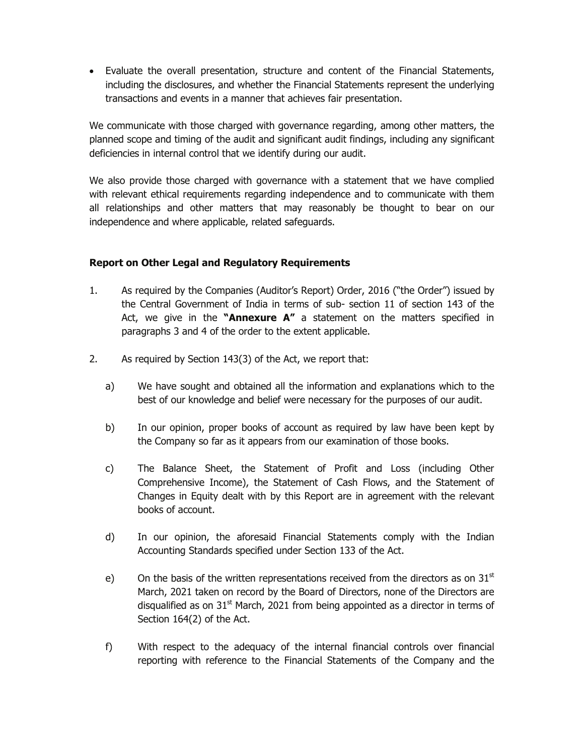- Evaluate the overall presentation, structure and content of the Financial Statements, including the disclosures, and whether the Financial Statements represent the underlying transactions and events in a manner that achieves fair presentation.

We communicate with those charged with governance regarding, among other matters, the planned scope and timing of the audit and significant audit findings, including any significant deficiencies in internal control that we identify during our audit.

We also provide those charged with governance with a statement that we have complied with relevant ethical requirements regarding independence and to communicate with them all relationships and other matters that may reasonably be thought to bear on our independence and where applicable, related safeguards.

**Report on Other Legal and Regulatory Requirements**

1. As required by the Companies (Auditor's Report) Order, 2016 ("the Order") issued by the Central Government of India in terms of sub- section 11 of section 143 of the Act, we give in the **"Annexure A"** a statement on the matters specified in paragraphs 3 and 4 of the order to the extent applicable.

2. As required by Section 143(3) of the Act, we report that:

   a) We have sought and obtained all the information and explanations which to the best of our knowledge and belief were necessary for the purposes of our audit.

   b) In our opinion, proper books of account as required by law have been kept by the Company so far as it appears from our examination of those books.

   c) The Balance Sheet, the Statement of Profit and Loss (including Other Comprehensive Income), the Statement of Cash Flows, and the Statement of Changes in Equity dealt with by this Report are in agreement with the relevant books of account.

   d) In our opinion, the aforesaid Financial Statements comply with the Indian Accounting Standards specified under Section 133 of the Act.

   e) On the basis of the written representations received from the directors as on 31st March, 2021 taken on record by the Board of Directors, none of the Directors are disqualified as on 31st March, 2021 from being appointed as a director in terms of Section 164(2) of the Act.

   f) With respect to the adequacy of the internal financial controls over financial reporting with reference to the Financial Statements of the Company and the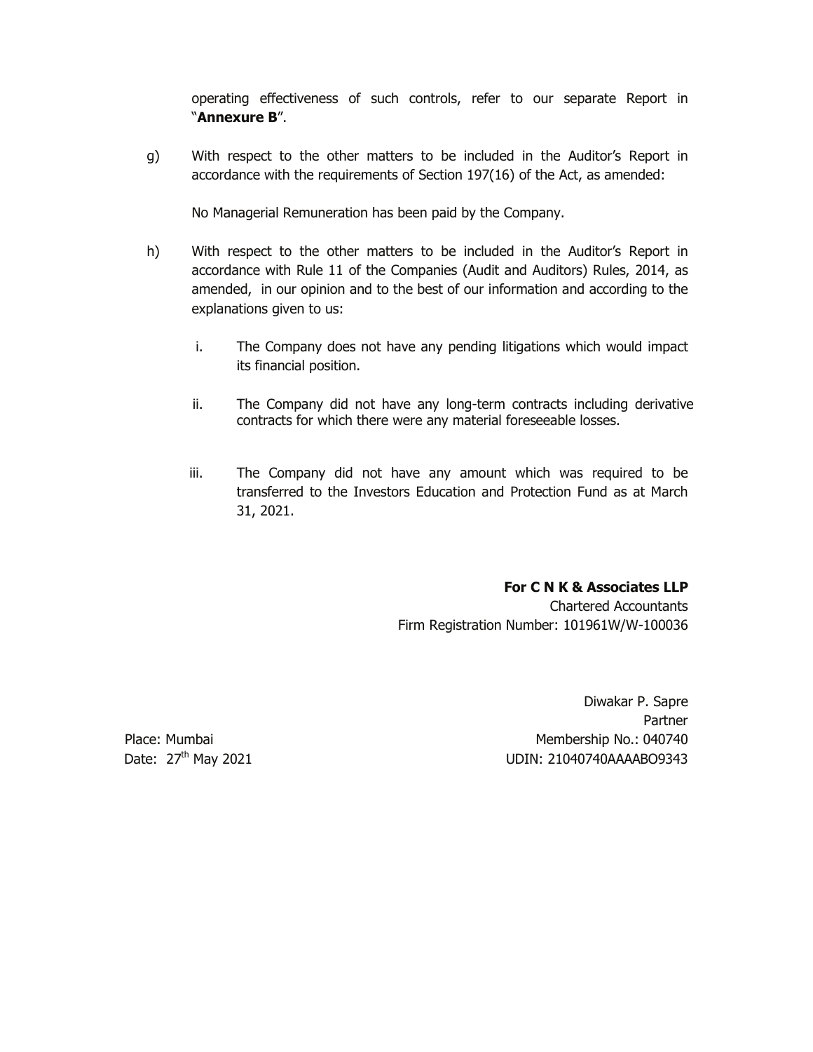operating effectiveness of such controls, refer to our separate Report in "**Annexure B**".

g) With respect to the other matters to be included in the Auditor's Report in accordance with the requirements of Section 197(16) of the Act, as amended:

   No Managerial Remuneration has been paid by the Company.

h) With respect to the other matters to be included in the Auditor's Report in accordance with Rule 11 of the Companies (Audit and Auditors) Rules, 2014, as amended, in our opinion and to the best of our information and according to the explanations given to us:

   i. The Company does not have any pending litigations which would impact its financial position.

   ii. The Company did not have any long-term contracts including derivative contracts for which there were any material foreseeable losses.

   iii. The Company did not have any amount which was required to be transferred to the Investors Education and Protection Fund as at March 31, 2021.

**For C N K & Associates LLP**
Chartered Accountants
Firm Registration Number: 101961W/W-100036

Diwakar P. Sapre
Partner
Membership No.: 040740
UDIN: 21040740AAAABO9343

Place: Mumbai
Date: 27th May 2021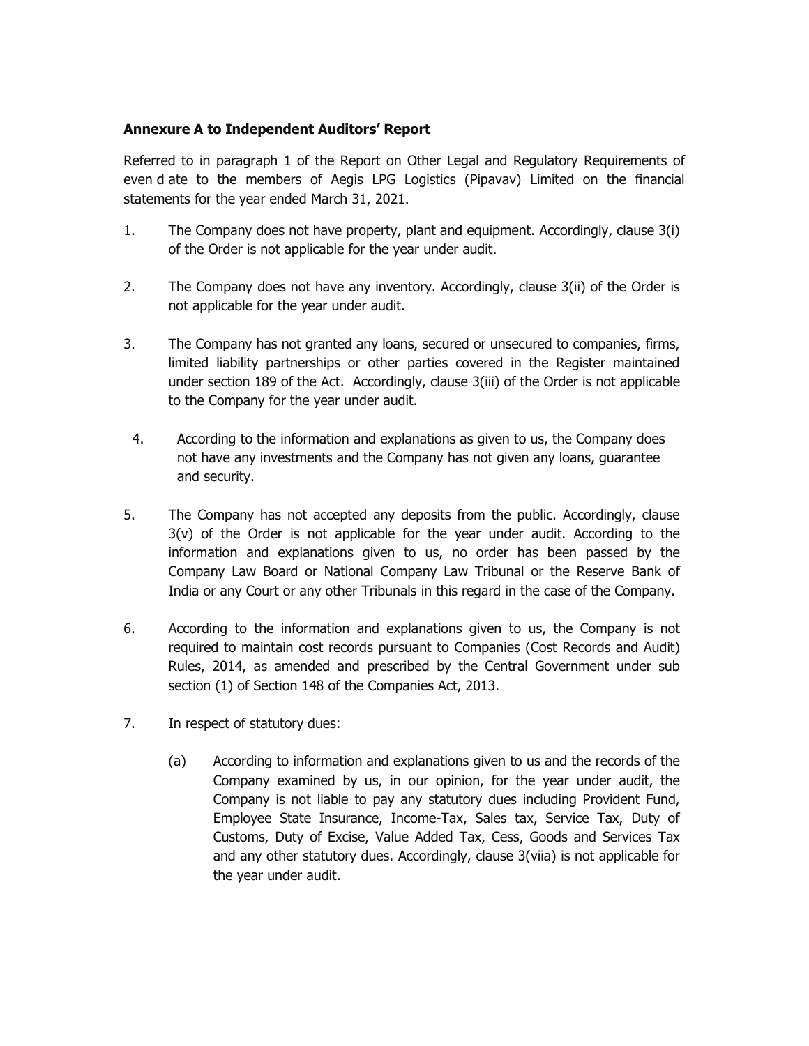**Annexure A to Independent Auditors' Report**

Referred to in paragraph 1 of the Report on Other Legal and Regulatory Requirements of even d ate to the members of Aegis LPG Logistics (Pipavav) Limited on the financial statements for the year ended March 31, 2021.

1. The Company does not have property, plant and equipment. Accordingly, clause 3(i) of the Order is not applicable for the year under audit.

2. The Company does not have any inventory. Accordingly, clause 3(ii) of the Order is not applicable for the year under audit.

3. The Company has not granted any loans, secured or unsecured to companies, firms, limited liability partnerships or other parties covered in the Register maintained under section 189 of the Act. Accordingly, clause 3(iii) of the Order is not applicable to the Company for the year under audit.

4. According to the information and explanations as given to us, the Company does not have any investments and the Company has not given any loans, guarantee and security.

5. The Company has not accepted any deposits from the public. Accordingly, clause 3(v) of the Order is not applicable for the year under audit. According to the information and explanations given to us, no order has been passed by the Company Law Board or National Company Law Tribunal or the Reserve Bank of India or any Court or any other Tribunals in this regard in the case of the Company.

6. According to the information and explanations given to us, the Company is not required to maintain cost records pursuant to Companies (Cost Records and Audit) Rules, 2014, as amended and prescribed by the Central Government under sub section (1) of Section 148 of the Companies Act, 2013.

7. In respect of statutory dues:

   (a) According to information and explanations given to us and the records of the Company examined by us, in our opinion, for the year under audit, the Company is not liable to pay any statutory dues including Provident Fund, Employee State Insurance, Income-Tax, Sales tax, Service Tax, Duty of Customs, Duty of Excise, Value Added Tax, Cess, Goods and Services Tax and any other statutory dues. Accordingly, clause 3(viia) is not applicable for the year under audit.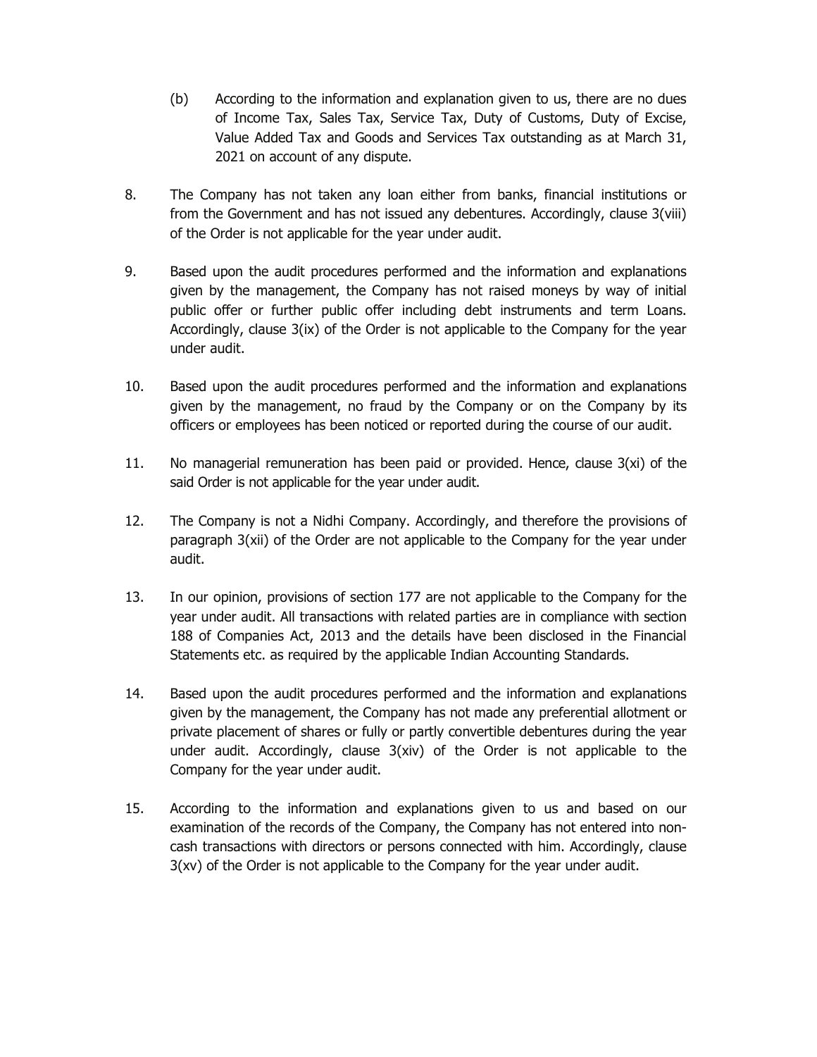(b) According to the information and explanation given to us, there are no dues of Income Tax, Sales Tax, Service Tax, Duty of Customs, Duty of Excise, Value Added Tax and Goods and Services Tax outstanding as at March 31, 2021 on account of any dispute.

8. The Company has not taken any loan either from banks, financial institutions or from the Government and has not issued any debentures. Accordingly, clause 3(viii) of the Order is not applicable for the year under audit.

9. Based upon the audit procedures performed and the information and explanations given by the management, the Company has not raised moneys by way of initial public offer or further public offer including debt instruments and term Loans. Accordingly, clause 3(ix) of the Order is not applicable to the Company for the year under audit.

10. Based upon the audit procedures performed and the information and explanations given by the management, no fraud by the Company or on the Company by its officers or employees has been noticed or reported during the course of our audit.

11. No managerial remuneration has been paid or provided. Hence, clause 3(xi) of the said Order is not applicable for the year under audit.

12. The Company is not a Nidhi Company. Accordingly, and therefore the provisions of paragraph 3(xii) of the Order are not applicable to the Company for the year under audit.

13. In our opinion, provisions of section 177 are not applicable to the Company for the year under audit. All transactions with related parties are in compliance with section 188 of Companies Act, 2013 and the details have been disclosed in the Financial Statements etc. as required by the applicable Indian Accounting Standards.

14. Based upon the audit procedures performed and the information and explanations given by the management, the Company has not made any preferential allotment or private placement of shares or fully or partly convertible debentures during the year under audit. Accordingly, clause 3(xiv) of the Order is not applicable to the Company for the year under audit.

15. According to the information and explanations given to us and based on our examination of the records of the Company, the Company has not entered into non-cash transactions with directors or persons connected with him. Accordingly, clause 3(xv) of the Order is not applicable to the Company for the year under audit.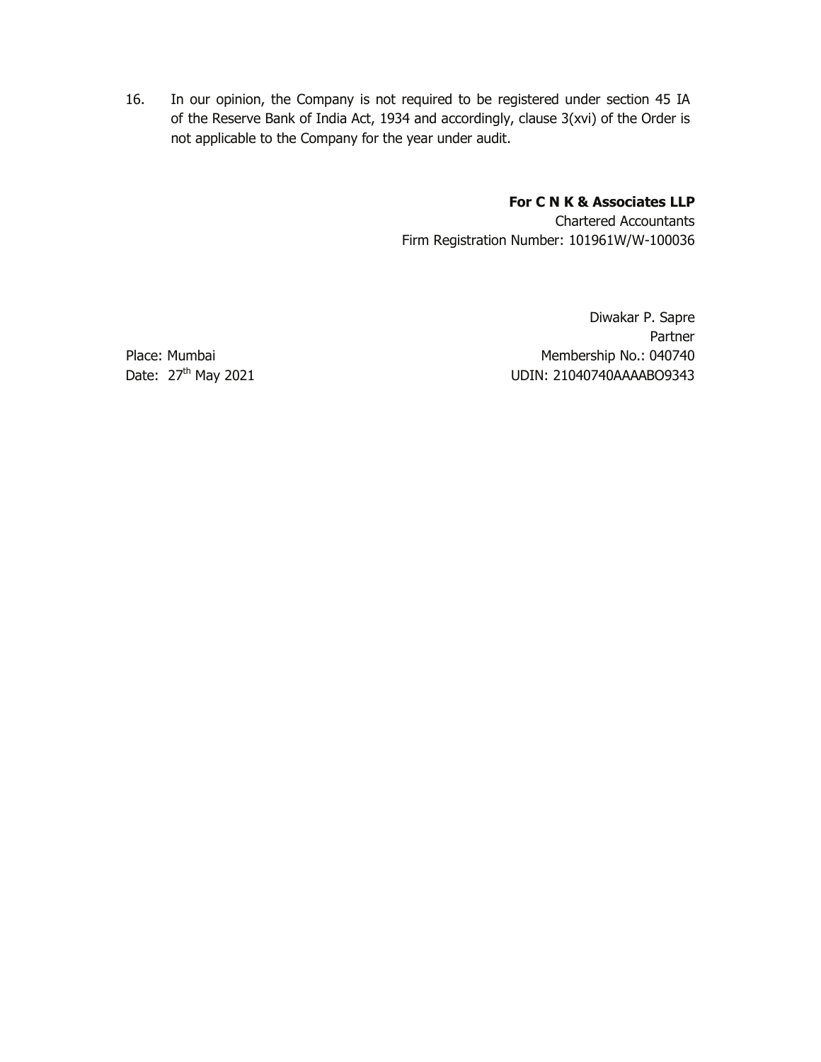16. In our opinion, the Company is not required to be registered under section 45 IA of the Reserve Bank of India Act, 1934 and accordingly, clause 3(xvi) of the Order is not applicable to the Company for the year under audit.

**For C N K & Associates LLP**
Chartered Accountants
Firm Registration Number: 101961W/W-100036

Diwakar P. Sapre
Partner
Membership No.: 040740
UDIN: 21040740AAAABO9343

Place: Mumbai
Date: 27th May 2021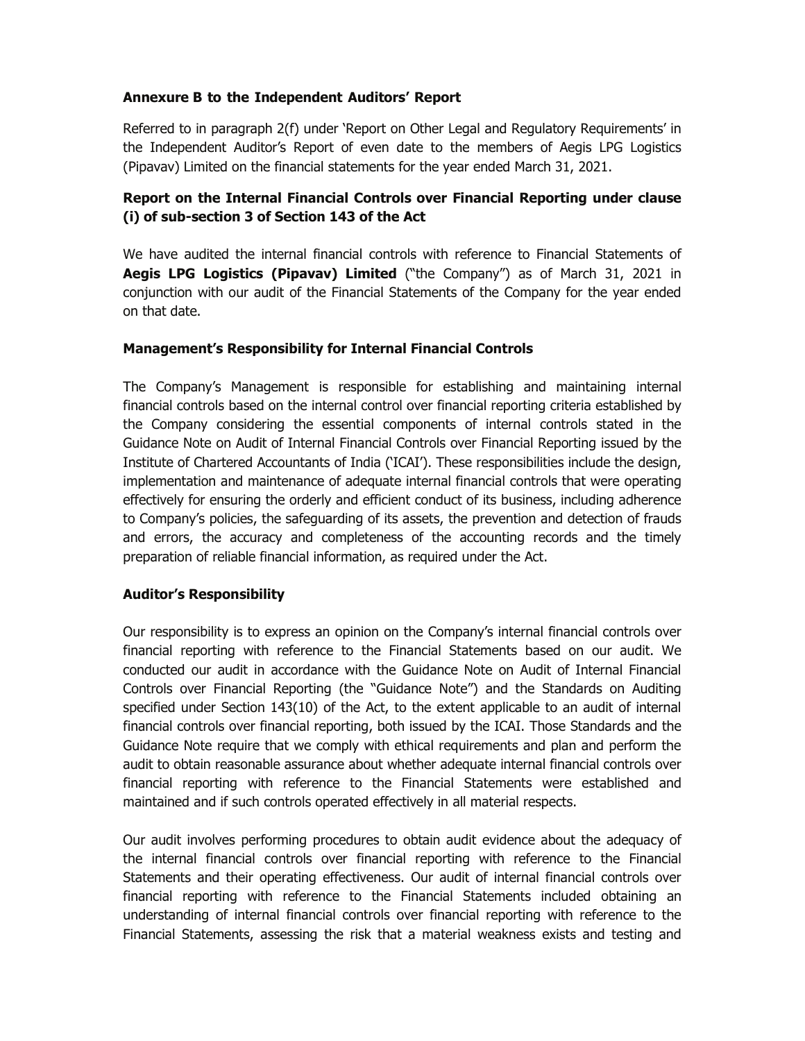## Annexure B to the Independent Auditors' Report

Referred to in paragraph 2(f) under 'Report on Other Legal and Regulatory Requirements' in the Independent Auditor's Report of even date to the members of Aegis LPG Logistics (Pipavav) Limited on the financial statements for the year ended March 31, 2021.

### Report on the Internal Financial Controls over Financial Reporting under clause (i) of sub-section 3 of Section 143 of the Act

We have audited the internal financial controls with reference to Financial Statements of **Aegis LPG Logistics (Pipavav) Limited** ("the Company") as of March 31, 2021 in conjunction with our audit of the Financial Statements of the Company for the year ended on that date.

### Management's Responsibility for Internal Financial Controls

The Company's Management is responsible for establishing and maintaining internal financial controls based on the internal control over financial reporting criteria established by the Company considering the essential components of internal controls stated in the Guidance Note on Audit of Internal Financial Controls over Financial Reporting issued by the Institute of Chartered Accountants of India ('ICAI'). These responsibilities include the design, implementation and maintenance of adequate internal financial controls that were operating effectively for ensuring the orderly and efficient conduct of its business, including adherence to Company's policies, the safeguarding of its assets, the prevention and detection of frauds and errors, the accuracy and completeness of the accounting records and the timely preparation of reliable financial information, as required under the Act.

### Auditor's Responsibility

Our responsibility is to express an opinion on the Company's internal financial controls over financial reporting with reference to the Financial Statements based on our audit. We conducted our audit in accordance with the Guidance Note on Audit of Internal Financial Controls over Financial Reporting (the "Guidance Note") and the Standards on Auditing specified under Section 143(10) of the Act, to the extent applicable to an audit of internal financial controls over financial reporting, both issued by the ICAI. Those Standards and the Guidance Note require that we comply with ethical requirements and plan and perform the audit to obtain reasonable assurance about whether adequate internal financial controls over financial reporting with reference to the Financial Statements were established and maintained and if such controls operated effectively in all material respects.

Our audit involves performing procedures to obtain audit evidence about the adequacy of the internal financial controls over financial reporting with reference to the Financial Statements and their operating effectiveness. Our audit of internal financial controls over financial reporting with reference to the Financial Statements included obtaining an understanding of internal financial controls over financial reporting with reference to the Financial Statements, assessing the risk that a material weakness exists and testing and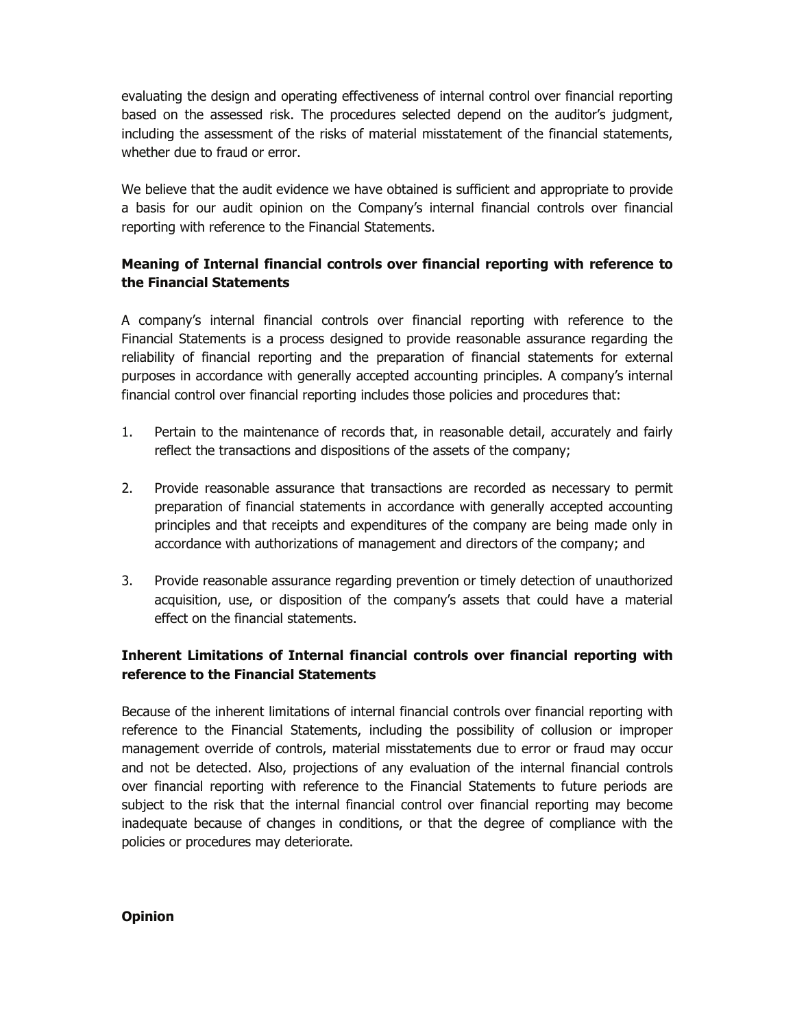evaluating the design and operating effectiveness of internal control over financial reporting based on the assessed risk. The procedures selected depend on the auditor's judgment, including the assessment of the risks of material misstatement of the financial statements, whether due to fraud or error.

We believe that the audit evidence we have obtained is sufficient and appropriate to provide a basis for our audit opinion on the Company's internal financial controls over financial reporting with reference to the Financial Statements.

**Meaning of Internal financial controls over financial reporting with reference to the Financial Statements**

A company's internal financial controls over financial reporting with reference to the Financial Statements is a process designed to provide reasonable assurance regarding the reliability of financial reporting and the preparation of financial statements for external purposes in accordance with generally accepted accounting principles. A company's internal financial control over financial reporting includes those policies and procedures that:

1. Pertain to the maintenance of records that, in reasonable detail, accurately and fairly reflect the transactions and dispositions of the assets of the company;

2. Provide reasonable assurance that transactions are recorded as necessary to permit preparation of financial statements in accordance with generally accepted accounting principles and that receipts and expenditures of the company are being made only in accordance with authorizations of management and directors of the company; and

3. Provide reasonable assurance regarding prevention or timely detection of unauthorized acquisition, use, or disposition of the company's assets that could have a material effect on the financial statements.

**Inherent Limitations of Internal financial controls over financial reporting with reference to the Financial Statements**

Because of the inherent limitations of internal financial controls over financial reporting with reference to the Financial Statements, including the possibility of collusion or improper management override of controls, material misstatements due to error or fraud may occur and not be detected. Also, projections of any evaluation of the internal financial controls over financial reporting with reference to the Financial Statements to future periods are subject to the risk that the internal financial control over financial reporting may become inadequate because of changes in conditions, or that the degree of compliance with the policies or procedures may deteriorate.

**Opinion**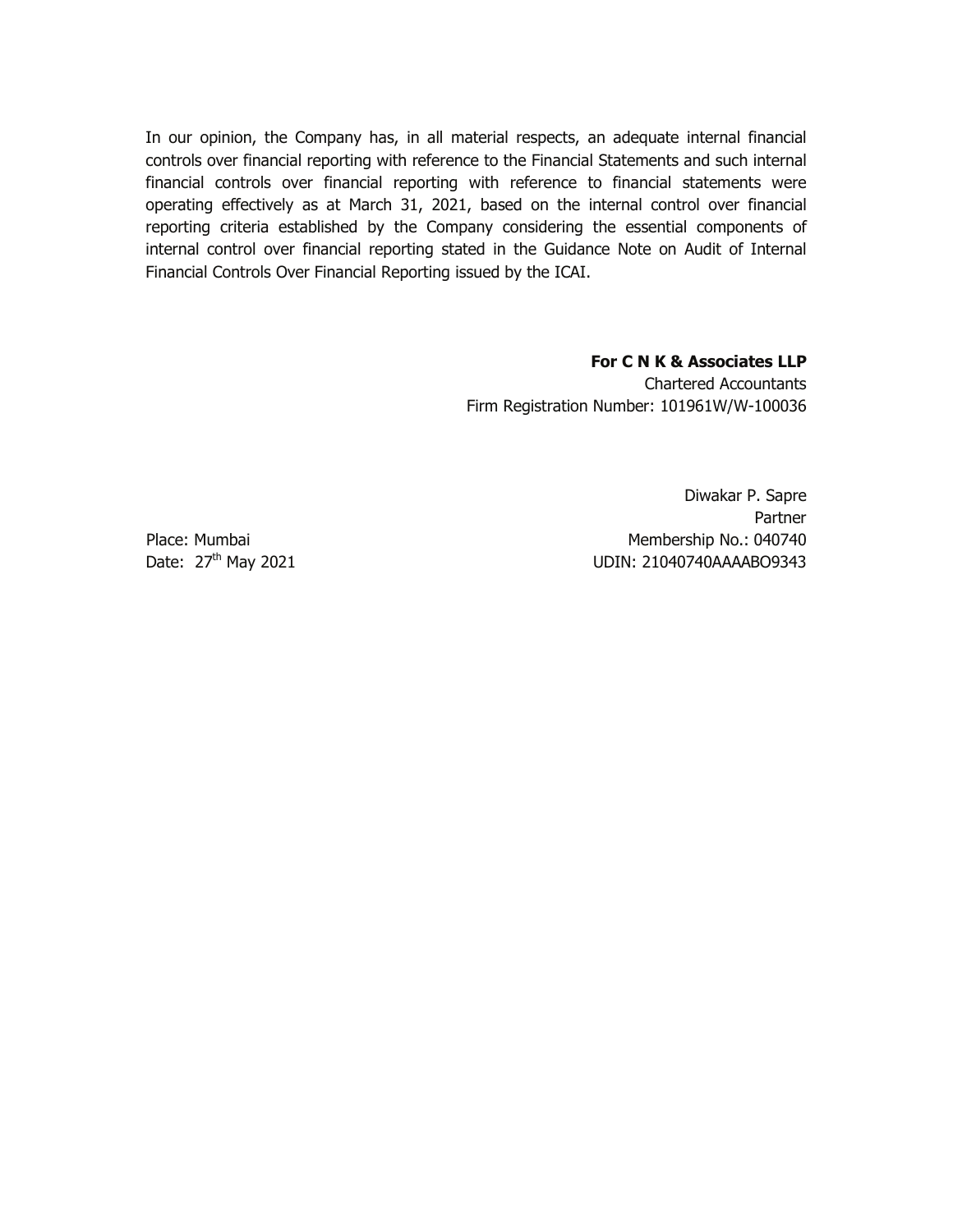In our opinion, the Company has, in all material respects, an adequate internal financial controls over financial reporting with reference to the Financial Statements and such internal financial controls over financial reporting with reference to financial statements were operating effectively as at March 31, 2021, based on the internal control over financial reporting criteria established by the Company considering the essential components of internal control over financial reporting stated in the Guidance Note on Audit of Internal Financial Controls Over Financial Reporting issued by the ICAI.

**For C N K & Associates LLP**
Chartered Accountants
Firm Registration Number: 101961W/W-100036

Diwakar P. Sapre
Partner
Membership No.: 040740
UDIN: 21040740AAAABO9343

Place: Mumbai
Date: 27th May 2021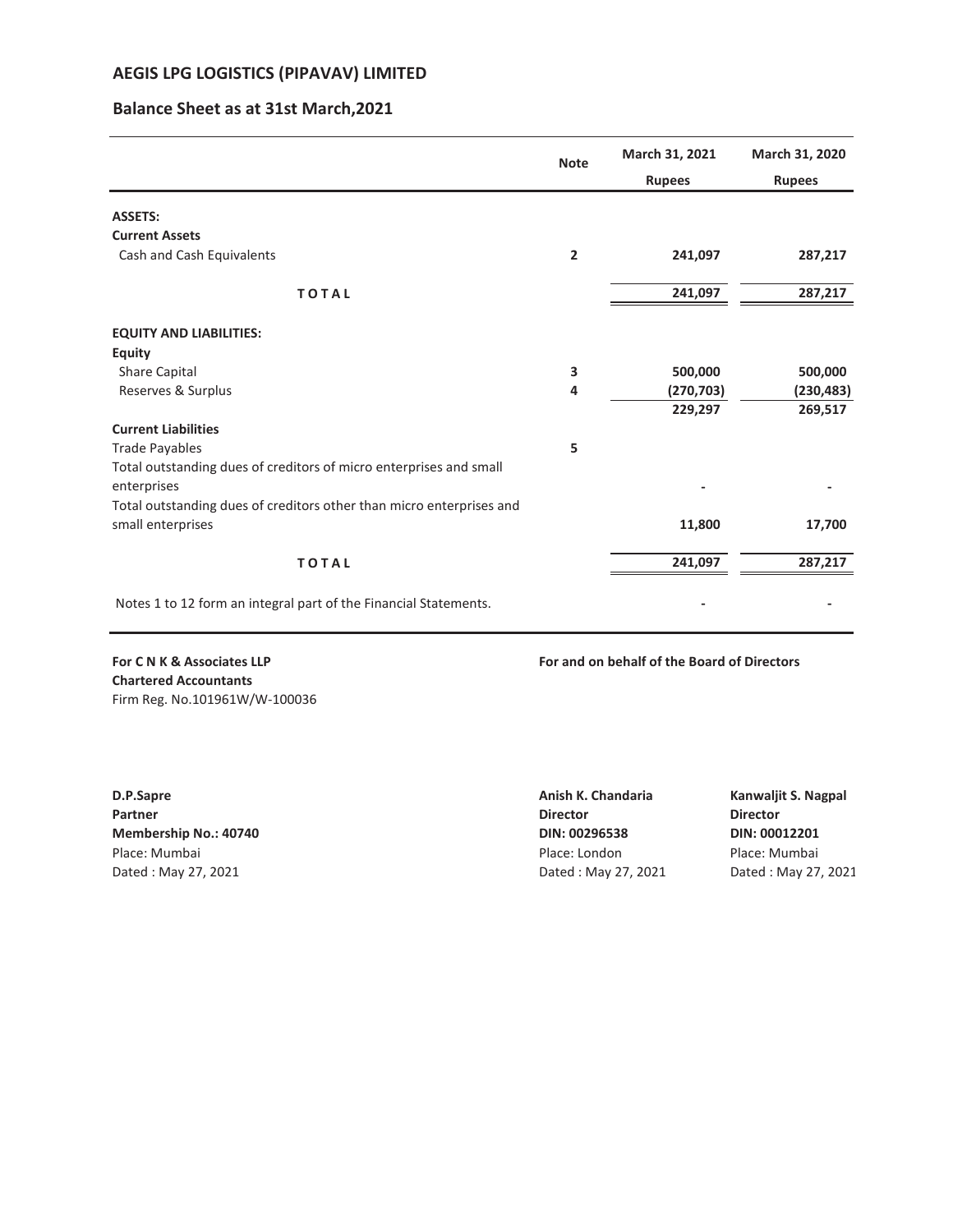# AEGIS LPG LOGISTICS (PIPAVAV) LIMITED

## Balance Sheet as at 31st March,2021

| | Note | March 31, 2021 | March 31, 2020 |
|---|---|---|---|
| | | Rupees | Rupees |
| **ASSETS:** | | | |
| **Current Assets** | | | |
| Cash and Cash Equivalents | 2 | 241,097 | 287,217 |
| **TOTAL** | | 241,097 | 287,217 |
| **EQUITY AND LIABILITIES:** | | | |
| **Equity** | | | |
| Share Capital | 3 | 500,000 | 500,000 |
| Reserves & Surplus | 4 | (270,703) | (230,483) |
| | | 229,297 | 269,517 |
| **Current Liabilities** | | | |
| Trade Payables | 5 | | |
| Total outstanding dues of creditors of micro enterprises and small enterprises | | - | - |
| Total outstanding dues of creditors other than micro enterprises and small enterprises | | 11,800 | 17,700 |
| **TOTAL** | | 241,097 | 287,217 |
| Notes 1 to 12 form an integral part of the Financial Statements. | | - | - |

**For C N K & Associates LLP**
**Chartered Accountants**
Firm Reg. No.101961W/W-100036

**For and on behalf of the Board of Directors**

**D.P.Sapre**
**Partner**
**Membership No.: 40740**
Place: Mumbai
Dated : May 27, 2021

**Anish K. Chandaria**
**Director**
**DIN: 00296538**
Place: London
Dated : May 27, 2021

**Kanwaljit S. Nagpal**
**Director**
**DIN: 00012201**
Place: Mumbai
Dated : May 27, 2021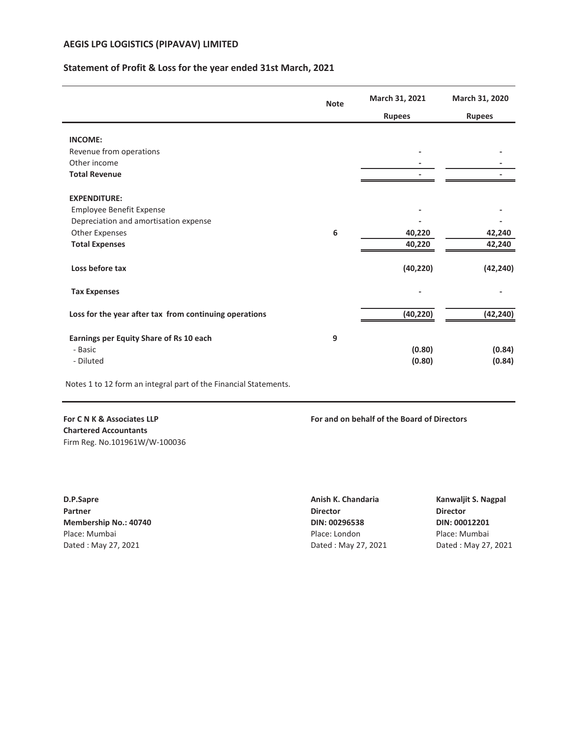## AEGIS LPG LOGISTICS (PIPAVAV) LIMITED

### Statement of Profit & Loss for the year ended 31st March, 2021

| | Note | March 31, 2021 | March 31, 2020 |
|---|---|---|---|
| | | Rupees | Rupees |
| **INCOME:** | | | |
| Revenue from operations | | - | - |
| Other income | | - | - |
| **Total Revenue** | | - | - |
| **EXPENDITURE:** | | | |
| Employee Benefit Expense | | - | - |
| Depreciation and amortisation expense | | - | - |
| Other Expenses | 6 | 40,220 | 42,240 |
| **Total Expenses** | | 40,220 | 42,240 |
| **Loss before tax** | | (40,220) | (42,240) |
| **Tax Expenses** | | - | - |
| **Loss for the year after tax from continuing operations** | | (40,220) | (42,240) |
| **Earnings per Equity Share of Rs 10 each** | 9 | | |
| - Basic | | (0.80) | (0.84) |
| - Diluted | | (0.80) | (0.84) |

Notes 1 to 12 form an integral part of the Financial Statements.

**For C N K & Associates LLP**
**Chartered Accountants**
Firm Reg. No.101961W/W-100036

**For and on behalf of the Board of Directors**

**D.P.Sapre**
**Partner**
**Membership No.: 40740**
Place: Mumbai
Dated : May 27, 2021

**Anish K. Chandaria**
**Director**
**DIN: 00296538**
Place: London
Dated : May 27, 2021

**Kanwaljit S. Nagpal**
**Director**
**DIN: 00012201**
Place: Mumbai
Dated : May 27, 2021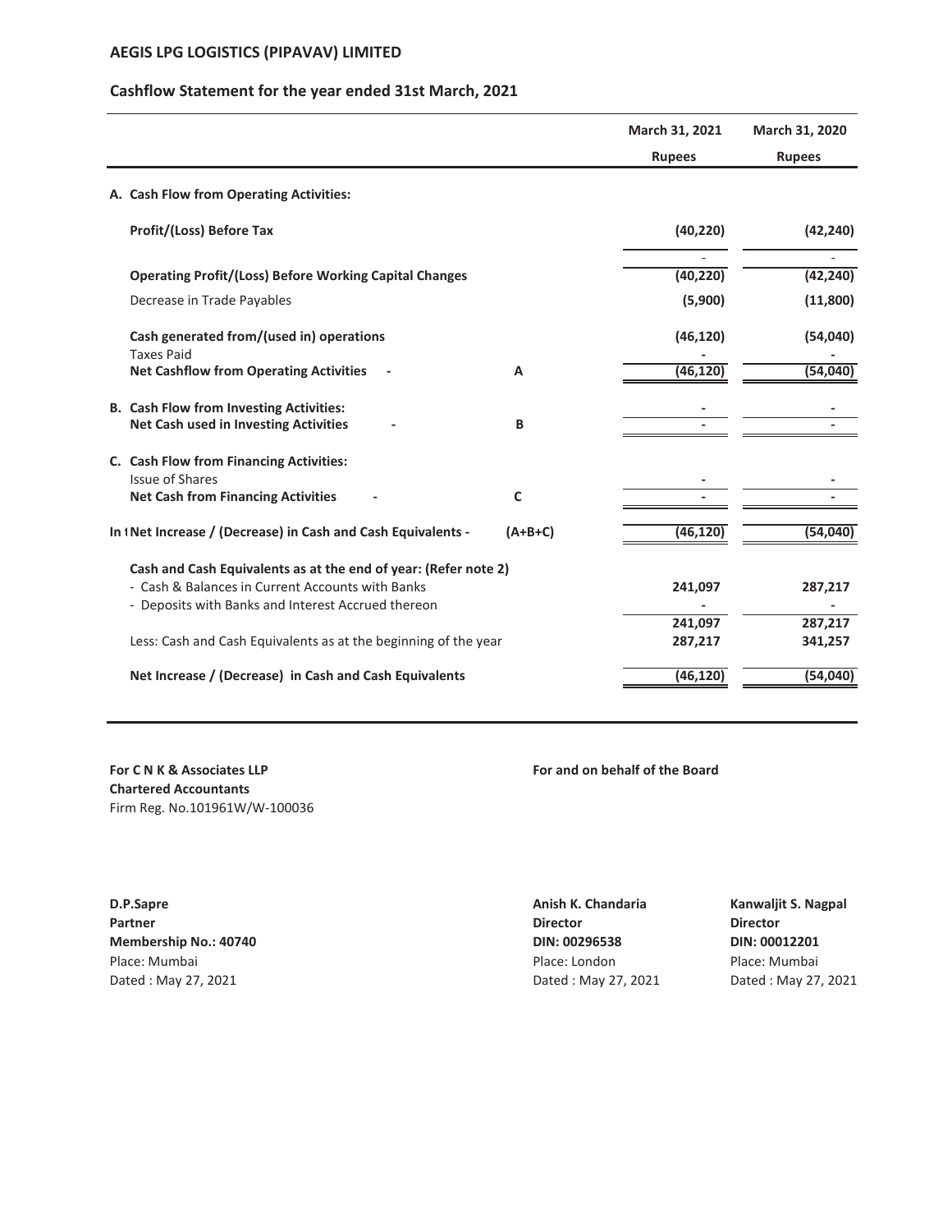## AEGIS LPG LOGISTICS (PIPAVAV) LIMITED

### Cashflow Statement for the year ended 31st March, 2021

| | | March 31, 2021 | March 31, 2020 |
|---|---|---|---|
| | | **Rupees** | **Rupees** |
| **A. Cash Flow from Operating Activities:** | | | |
| **Profit/(Loss) Before Tax** | | **(40,220)** | **(42,240)** |
| | | - | - |
| **Operating Profit/(Loss) Before Working Capital Changes** | | **(40,220)** | **(42,240)** |
| Decrease in Trade Payables | | **(5,900)** | **(11,800)** |
| **Cash generated from/(used in) operations** | | **(46,120)** | **(54,040)** |
| Taxes Paid | | - | - |
| **Net Cashflow from Operating Activities** - | **A** | **(46,120)** | **(54,040)** |
| **B. Cash Flow from Investing Activities:** | | - | - |
| **Net Cash used in Investing Activities** - | **B** | - | - |
| **C. Cash Flow from Financing Activities:** | | | |
| Issue of Shares | | - | - |
| **Net Cash from Financing Activities** - | **C** | - | - |
| **In t Net Increase / (Decrease) in Cash and Cash Equivalents -** | **(A+B+C)** | **(46,120)** | **(54,040)** |
| **Cash and Cash Equivalents as at the end of year: (Refer note 2)** | | | |
| - Cash & Balances in Current Accounts with Banks | | **241,097** | **287,217** |
| - Deposits with Banks and Interest Accrued thereon | | - | - |
| | | **241,097** | **287,217** |
| Less: Cash and Cash Equivalents as at the beginning of the year | | **287,217** | **341,257** |
| **Net Increase / (Decrease) in Cash and Cash Equivalents** | | **(46,120)** | **(54,040)** |

**For C N K & Associates LLP**
**Chartered Accountants**
Firm Reg. No.101961W/W-100036

**For and on behalf of the Board**

**D.P.Sapre**
**Partner**
**Membership No.: 40740**
Place: Mumbai
Dated : May 27, 2021

**Anish K. Chandaria**
**Director**
**DIN: 00296538**
Place: London
Dated : May 27, 2021

**Kanwaljit S. Nagpal**
**Director**
**DIN: 00012201**
Place: Mumbai
Dated : May 27, 2021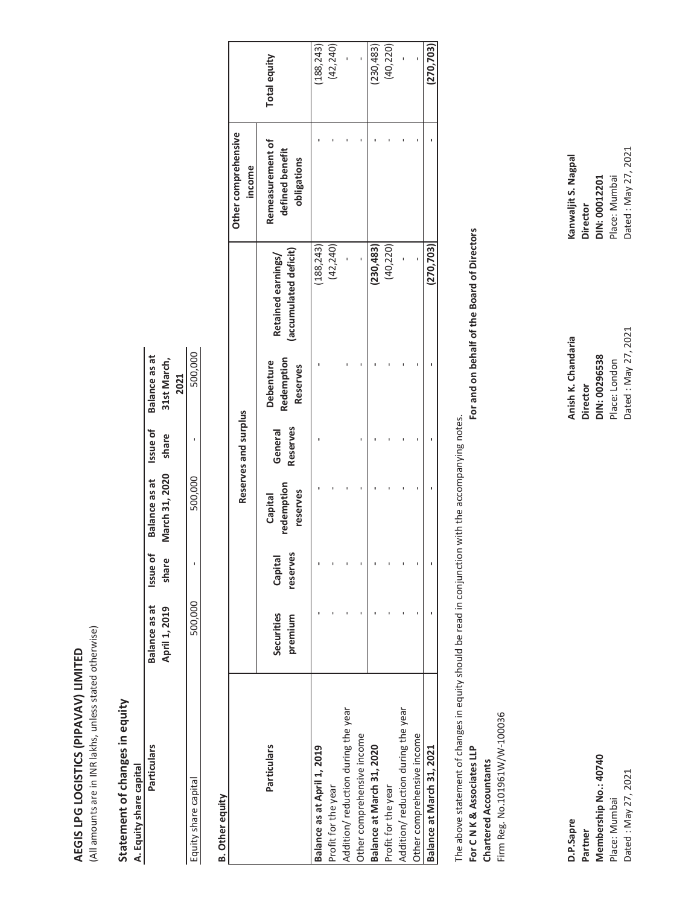# AEGIS LPG LOGISTICS (PIPAVAV) LIMITED

(All amounts are in INR lakhs, unless stated otherwise)

## Statement of changes in equity

### A. Equity share capital

| Particulars | Balance as at April 1, 2019 | Issue of share | Balance as at March 31, 2020 | Issue of share | Balance as at 31st March, 2021 |
|---|---|---|---|---|---|
| Equity share capital | 500,000 | - | 500,000 | - | 500,000 |

### B. Other equity

| Particulars | Reserves and surplus | | | | | | Other comprehensive income | Total equity |
|---|---|---|---|---|---|---|---|---|
| | Securities premium | Capital reserves | Capital redemption reserves | General Reserves | Debenture Redemption Reserves | Retained earnings/ (accumulated deficit) | Remeasurement of defined benefit obligations | |
| **Balance as at April 1, 2019** | - | - | - | - | - | (188,243) | - | (188,243) |
| Profit for the year | - | - | - | - | - | (42,240) | - | (42,240) |
| Addition/ reduction during the year | - | - | - | - | - | - | - | - |
| Other comprehensive income | - | - | - | - | - | - | - | - |
| **Balance at March 31, 2020** | - | - | - | - | - | **(230,483)** | - | (230,483) |
| Profit for the year | - | - | - | - | - | (40,220) | - | (40,220) |
| Addition/ reduction during the year | - | - | - | - | - | - | - | - |
| Other comprehensive income | - | - | - | - | - | - | - | - |
| **Balance at March 31, 2021** | - | - | - | - | - | **(270,703)** | - | **(270,703)** |

The above statement of changes in equity should be read in conjunction with the accompanying notes.

**For C N K & Associates LLP**
**Chartered Accountants**
Firm Reg. No.101961W/W-100036

**For and on behalf of the Board of Directors**

**D.P.Sapre**
**Partner**
**Membership No.: 40740**
Place: Mumbai
Dated : May 27, 2021

**Anish K. Chandaria**
**Director**
**DIN: 00296538**
Place: London
Dated : May 27, 2021

**Kanwaljit S. Nagpal**
**Director**
**DIN: 00012201**
Place: Mumbai
Dated : May 27, 2021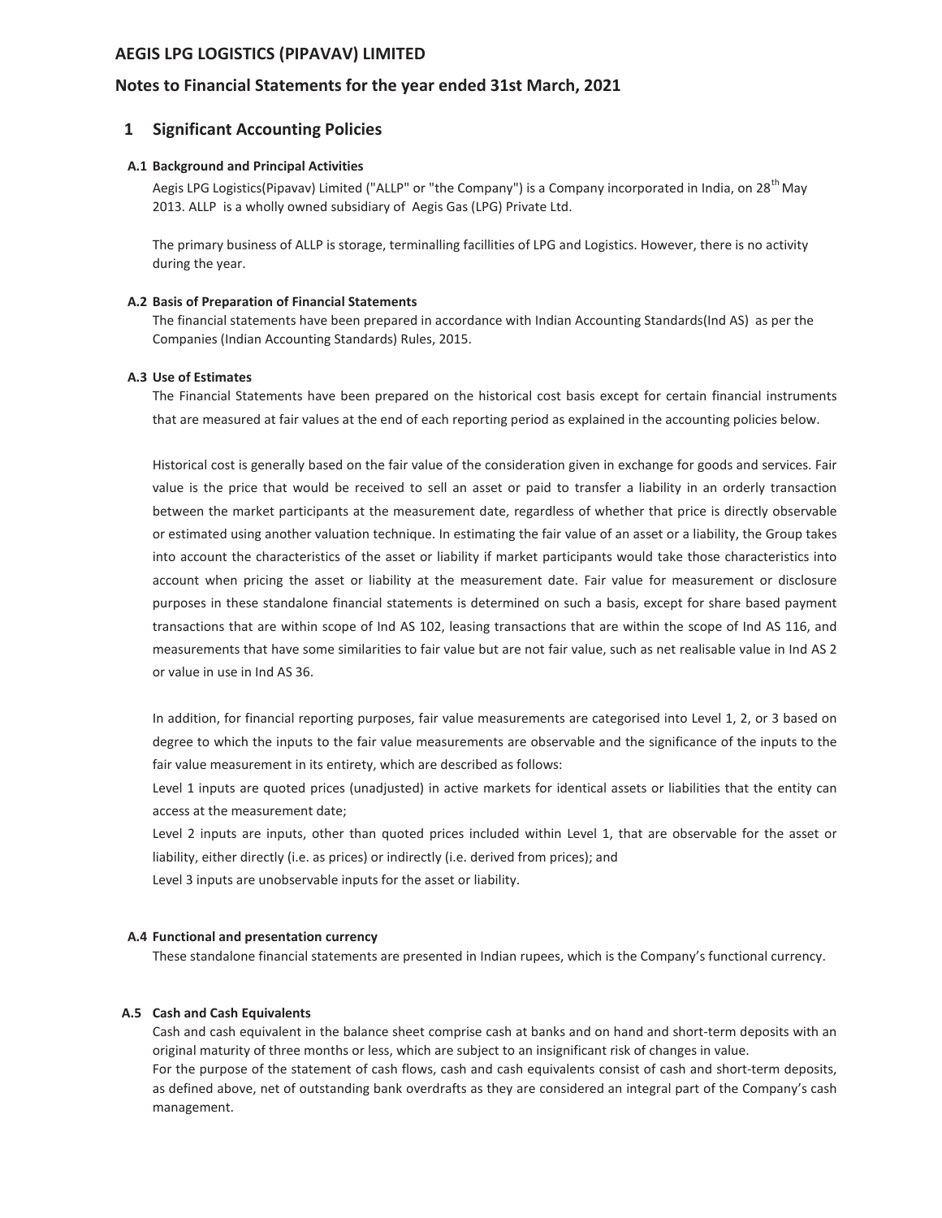# AEGIS LPG LOGISTICS (PIPAVAV) LIMITED

## Notes to Financial Statements for the year ended 31st March, 2021

## 1 Significant Accounting Policies

### A.1 Background and Principal Activities

Aegis LPG Logistics(Pipavav) Limited ("ALLP" or "the Company") is a Company incorporated in India, on 28th May 2013. ALLP is a wholly owned subsidiary of Aegis Gas (LPG) Private Ltd.

The primary business of ALLP is storage, terminalling facillities of LPG and Logistics. However, there is no activity during the year.

### A.2 Basis of Preparation of Financial Statements

The financial statements have been prepared in accordance with Indian Accounting Standards(Ind AS) as per the Companies (Indian Accounting Standards) Rules, 2015.

### A.3 Use of Estimates

The Financial Statements have been prepared on the historical cost basis except for certain financial instruments that are measured at fair values at the end of each reporting period as explained in the accounting policies below.

Historical cost is generally based on the fair value of the consideration given in exchange for goods and services. Fair value is the price that would be received to sell an asset or paid to transfer a liability in an orderly transaction between the market participants at the measurement date, regardless of whether that price is directly observable or estimated using another valuation technique. In estimating the fair value of an asset or a liability, the Group takes into account the characteristics of the asset or liability if market participants would take those characteristics into account when pricing the asset or liability at the measurement date. Fair value for measurement or disclosure purposes in these standalone financial statements is determined on such a basis, except for share based payment transactions that are within scope of Ind AS 102, leasing transactions that are within the scope of Ind AS 116, and measurements that have some similarities to fair value but are not fair value, such as net realisable value in Ind AS 2 or value in use in Ind AS 36.

In addition, for financial reporting purposes, fair value measurements are categorised into Level 1, 2, or 3 based on degree to which the inputs to the fair value measurements are observable and the significance of the inputs to the fair value measurement in its entirety, which are described as follows:

Level 1 inputs are quoted prices (unadjusted) in active markets for identical assets or liabilities that the entity can access at the measurement date;

Level 2 inputs are inputs, other than quoted prices included within Level 1, that are observable for the asset or liability, either directly (i.e. as prices) or indirectly (i.e. derived from prices); and

Level 3 inputs are unobservable inputs for the asset or liability.

### A.4 Functional and presentation currency

These standalone financial statements are presented in Indian rupees, which is the Company's functional currency.

### A.5 Cash and Cash Equivalents

Cash and cash equivalent in the balance sheet comprise cash at banks and on hand and short-term deposits with an original maturity of three months or less, which are subject to an insignificant risk of changes in value.

For the purpose of the statement of cash flows, cash and cash equivalents consist of cash and short-term deposits, as defined above, net of outstanding bank overdrafts as they are considered an integral part of the Company's cash management.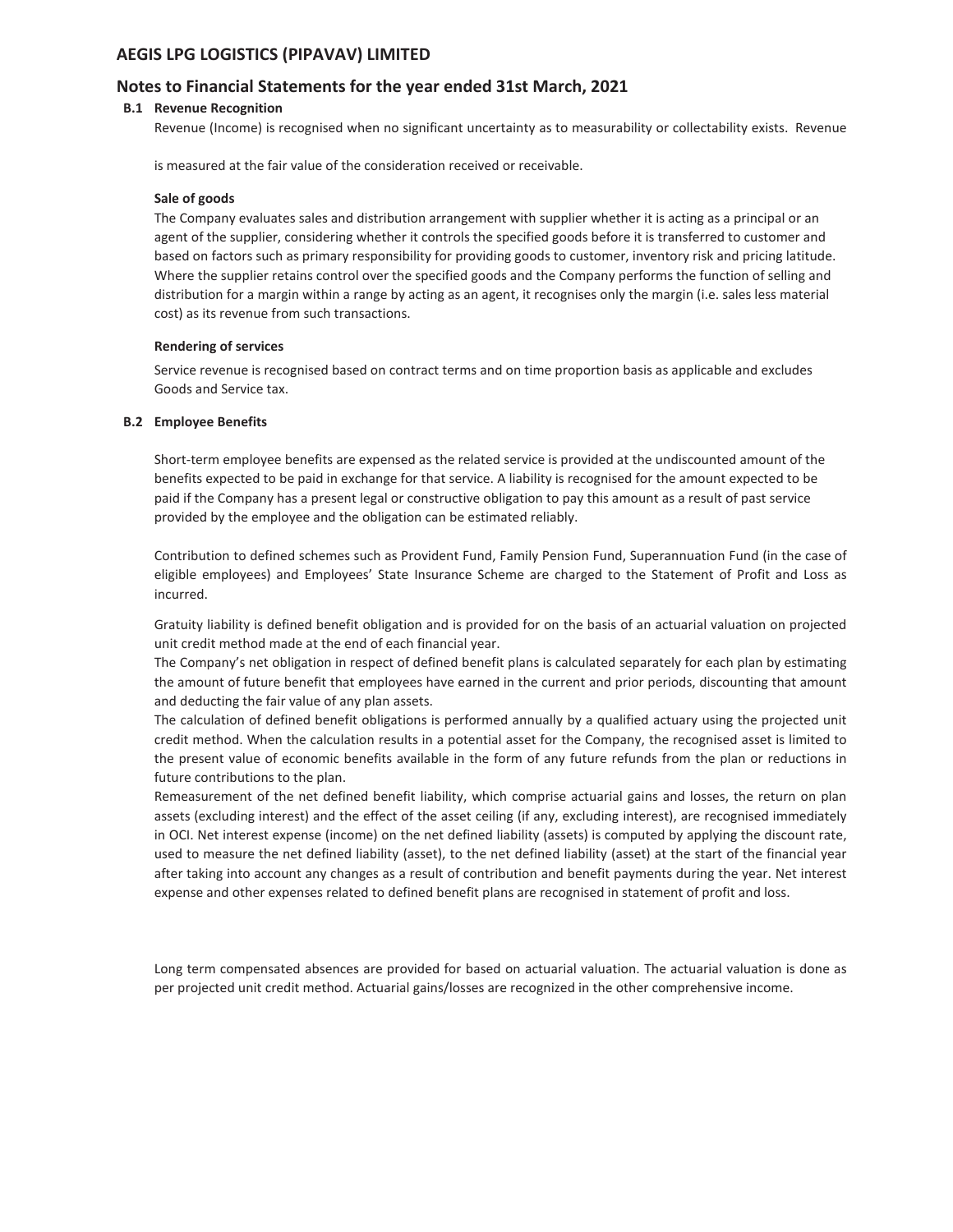## AEGIS LPG LOGISTICS (PIPAVAV) LIMITED

## Notes to Financial Statements for the year ended 31st March, 2021

### B.1 Revenue Recognition

Revenue (Income) is recognised when no significant uncertainty as to measurability or collectability exists. Revenue

is measured at the fair value of the consideration received or receivable.

**Sale of goods**

The Company evaluates sales and distribution arrangement with supplier whether it is acting as a principal or an agent of the supplier, considering whether it controls the specified goods before it is transferred to customer and based on factors such as primary responsibility for providing goods to customer, inventory risk and pricing latitude. Where the supplier retains control over the specified goods and the Company performs the function of selling and distribution for a margin within a range by acting as an agent, it recognises only the margin (i.e. sales less material cost) as its revenue from such transactions.

**Rendering of services**

Service revenue is recognised based on contract terms and on time proportion basis as applicable and excludes Goods and Service tax.

### B.2 Employee Benefits

Short-term employee benefits are expensed as the related service is provided at the undiscounted amount of the benefits expected to be paid in exchange for that service. A liability is recognised for the amount expected to be paid if the Company has a present legal or constructive obligation to pay this amount as a result of past service provided by the employee and the obligation can be estimated reliably.

Contribution to defined schemes such as Provident Fund, Family Pension Fund, Superannuation Fund (in the case of eligible employees) and Employees' State Insurance Scheme are charged to the Statement of Profit and Loss as incurred.

Gratuity liability is defined benefit obligation and is provided for on the basis of an actuarial valuation on projected unit credit method made at the end of each financial year.

The Company's net obligation in respect of defined benefit plans is calculated separately for each plan by estimating the amount of future benefit that employees have earned in the current and prior periods, discounting that amount and deducting the fair value of any plan assets.

The calculation of defined benefit obligations is performed annually by a qualified actuary using the projected unit credit method. When the calculation results in a potential asset for the Company, the recognised asset is limited to the present value of economic benefits available in the form of any future refunds from the plan or reductions in future contributions to the plan.

Remeasurement of the net defined benefit liability, which comprise actuarial gains and losses, the return on plan assets (excluding interest) and the effect of the asset ceiling (if any, excluding interest), are recognised immediately in OCI. Net interest expense (income) on the net defined liability (assets) is computed by applying the discount rate, used to measure the net defined liability (asset), to the net defined liability (asset) at the start of the financial year after taking into account any changes as a result of contribution and benefit payments during the year. Net interest expense and other expenses related to defined benefit plans are recognised in statement of profit and loss.

Long term compensated absences are provided for based on actuarial valuation. The actuarial valuation is done as per projected unit credit method. Actuarial gains/losses are recognized in the other comprehensive income.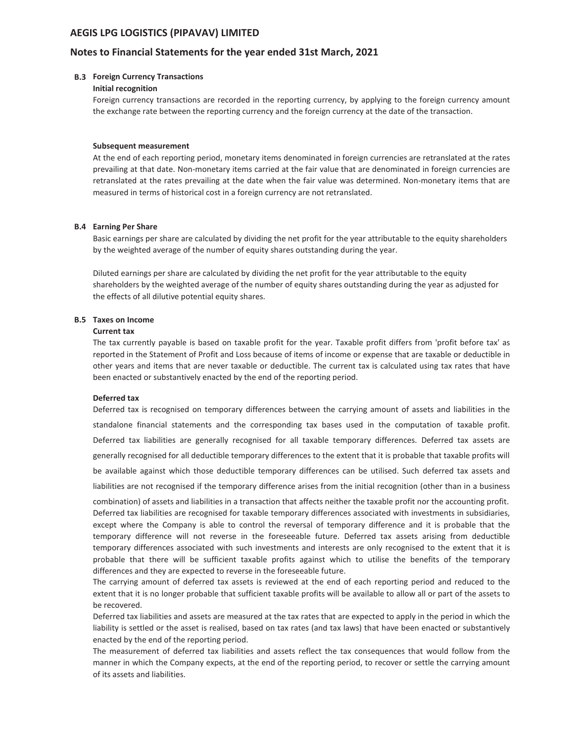### B.3 Foreign Currency Transactions

**Initial recognition**

Foreign currency transactions are recorded in the reporting currency, by applying to the foreign currency amount the exchange rate between the reporting currency and the foreign currency at the date of the transaction.

**Subsequent measurement**

At the end of each reporting period, monetary items denominated in foreign currencies are retranslated at the rates prevailing at that date. Non-monetary items carried at the fair value that are denominated in foreign currencies are retranslated at the rates prevailing at the date when the fair value was determined. Non-monetary items that are measured in terms of historical cost in a foreign currency are not retranslated.

### B.4 Earning Per Share

Basic earnings per share are calculated by dividing the net profit for the year attributable to the equity shareholders by the weighted average of the number of equity shares outstanding during the year.

Diluted earnings per share are calculated by dividing the net profit for the year attributable to the equity shareholders by the weighted average of the number of equity shares outstanding during the year as adjusted for the effects of all dilutive potential equity shares.

### B.5 Taxes on Income

**Current tax**

The tax currently payable is based on taxable profit for the year. Taxable profit differs from 'profit before tax' as reported in the Statement of Profit and Loss because of items of income or expense that are taxable or deductible in other years and items that are never taxable or deductible. The current tax is calculated using tax rates that have been enacted or substantively enacted by the end of the reporting period.

**Deferred tax**

Deferred tax is recognised on temporary differences between the carrying amount of assets and liabilities in the standalone financial statements and the corresponding tax bases used in the computation of taxable profit. Deferred tax liabilities are generally recognised for all taxable temporary differences. Deferred tax assets are generally recognised for all deductible temporary differences to the extent that it is probable that taxable profits will be available against which those deductible temporary differences can be utilised. Such deferred tax assets and liabilities are not recognised if the temporary difference arises from the initial recognition (other than in a business combination) of assets and liabilities in a transaction that affects neither the taxable profit nor the accounting profit. Deferred tax liabilities are recognised for taxable temporary differences associated with investments in subsidiaries, except where the Company is able to control the reversal of temporary difference and it is probable that the temporary difference will not reverse in the foreseeable future. Deferred tax assets arising from deductible temporary differences associated with such investments and interests are only recognised to the extent that it is probable that there will be sufficient taxable profits against which to utilise the benefits of the temporary differences and they are expected to reverse in the foreseeable future.

The carrying amount of deferred tax assets is reviewed at the end of each reporting period and reduced to the extent that it is no longer probable that sufficient taxable profits will be available to allow all or part of the assets to be recovered.

Deferred tax liabilities and assets are measured at the tax rates that are expected to apply in the period in which the liability is settled or the asset is realised, based on tax rates (and tax laws) that have been enacted or substantively enacted by the end of the reporting period.

The measurement of deferred tax liabilities and assets reflect the tax consequences that would follow from the manner in which the Company expects, at the end of the reporting period, to recover or settle the carrying amount of its assets and liabilities.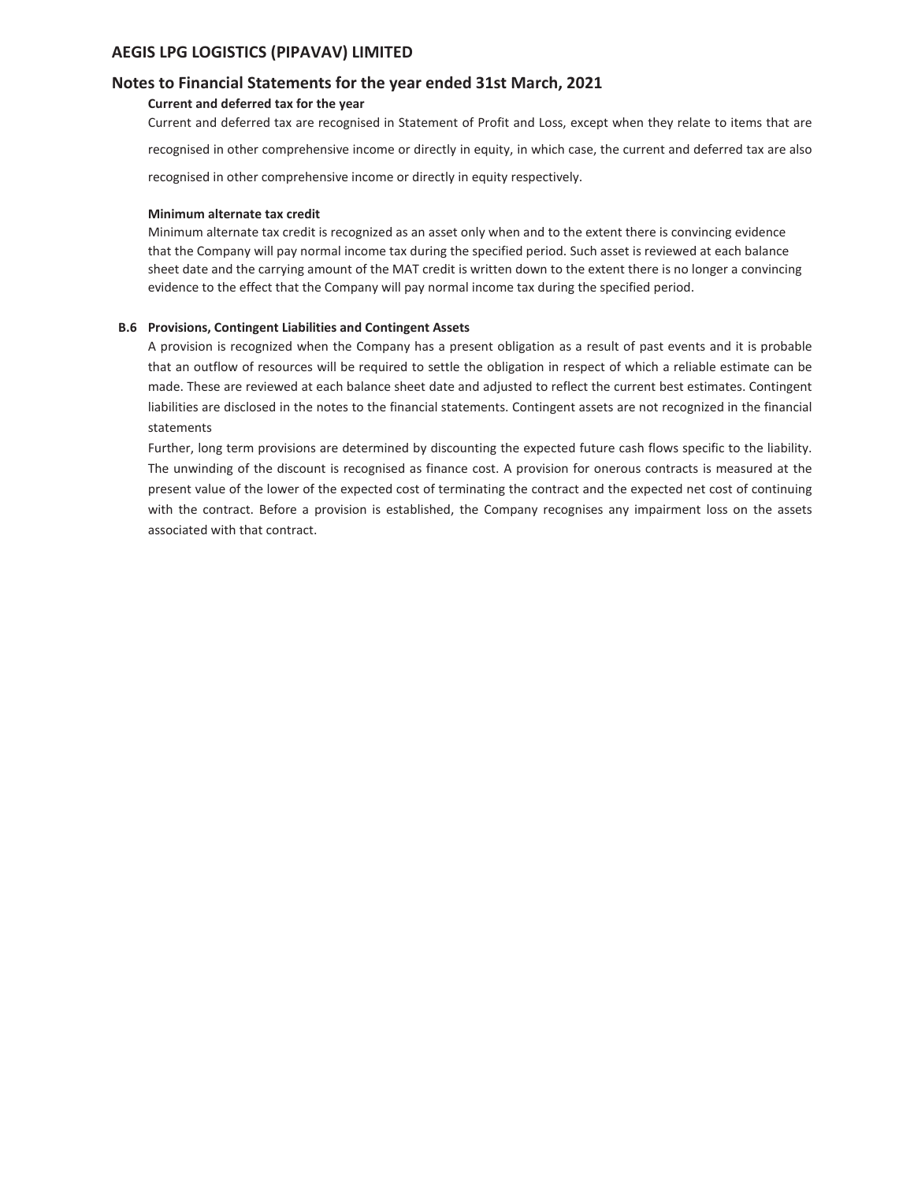**Current and deferred tax for the year**

Current and deferred tax are recognised in Statement of Profit and Loss, except when they relate to items that are recognised in other comprehensive income or directly in equity, in which case, the current and deferred tax are also recognised in other comprehensive income or directly in equity respectively.

**Minimum alternate tax credit**

Minimum alternate tax credit is recognized as an asset only when and to the extent there is convincing evidence that the Company will pay normal income tax during the specified period. Such asset is reviewed at each balance sheet date and the carrying amount of the MAT credit is written down to the extent there is no longer a convincing evidence to the effect that the Company will pay normal income tax during the specified period.

**B.6 Provisions, Contingent Liabilities and Contingent Assets**

A provision is recognized when the Company has a present obligation as a result of past events and it is probable that an outflow of resources will be required to settle the obligation in respect of which a reliable estimate can be made. These are reviewed at each balance sheet date and adjusted to reflect the current best estimates. Contingent liabilities are disclosed in the notes to the financial statements. Contingent assets are not recognized in the financial statements

Further, long term provisions are determined by discounting the expected future cash flows specific to the liability. The unwinding of the discount is recognised as finance cost. A provision for onerous contracts is measured at the present value of the lower of the expected cost of terminating the contract and the expected net cost of continuing with the contract. Before a provision is established, the Company recognises any impairment loss on the assets associated with that contract.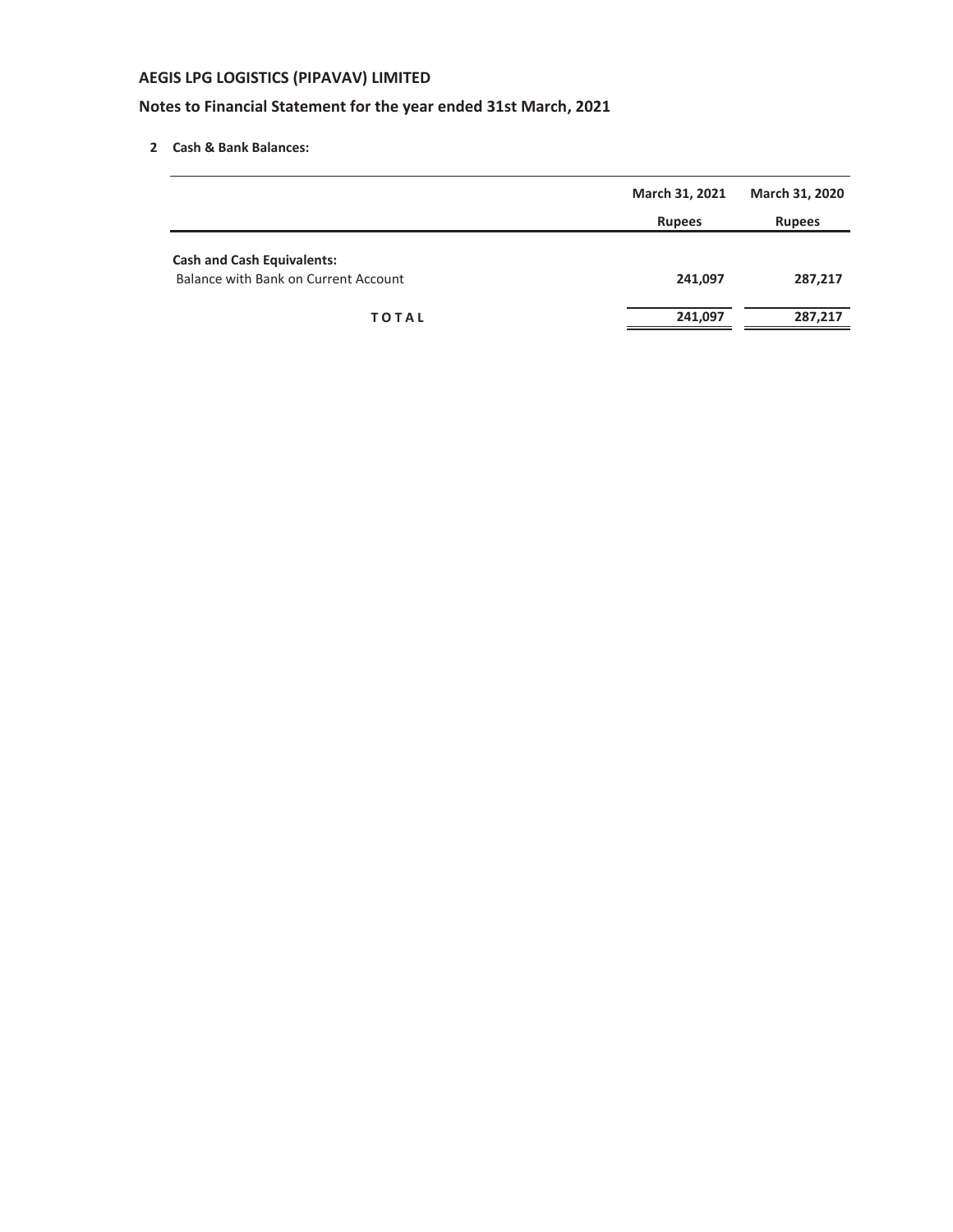## AEGIS LPG LOGISTICS (PIPAVAV) LIMITED

### Notes to Financial Statement for the year ended 31st March, 2021

**2 Cash & Bank Balances:**

| | March 31, 2021 | March 31, 2020 |
|---|---|---|
| | Rupees | Rupees |
| **Cash and Cash Equivalents:** | | |
| Balance with Bank on Current Account | **241,097** | **287,217** |
| **TOTAL** | **241,097** | **287,217** |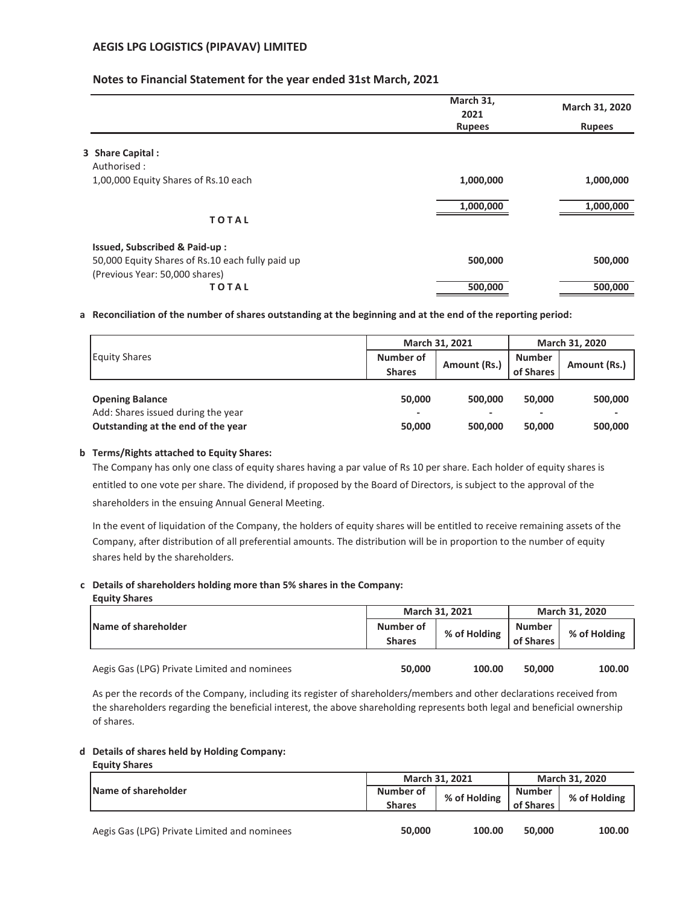## AEGIS LPG LOGISTICS (PIPAVAV) LIMITED

### Notes to Financial Statement for the year ended 31st March, 2021

| | March 31, 2021 Rupees | March 31, 2020 Rupees |
|---|---|---|
| **3 Share Capital :** | | |
| Authorised : | | |
| 1,00,000 Equity Shares of Rs.10 each | **1,000,000** | **1,000,000** |
| **TOTAL** | **1,000,000** | **1,000,000** |
| **Issued, Subscribed & Paid-up :** | | |
| 50,000 Equity Shares of Rs.10 each fully paid up (Previous Year: 50,000 shares) | **500,000** | **500,000** |
| **TOTAL** | **500,000** | **500,000** |

**a Reconciliation of the number of shares outstanding at the beginning and at the end of the reporting period:**

| Equity Shares | March 31, 2021 | | March 31, 2020 | |
|---|---|---|---|---|
| | Number of Shares | Amount (Rs.) | Number of Shares | Amount (Rs.) |
| **Opening Balance** | **50,000** | **500,000** | **50,000** | **500,000** |
| Add: Shares issued during the year | - | - | - | - |
| **Outstanding at the end of the year** | **50,000** | **500,000** | **50,000** | **500,000** |

**b Terms/Rights attached to Equity Shares:**

The Company has only one class of equity shares having a par value of Rs 10 per share. Each holder of equity shares is entitled to one vote per share. The dividend, if proposed by the Board of Directors, is subject to the approval of the shareholders in the ensuing Annual General Meeting.

In the event of liquidation of the Company, the holders of equity shares will be entitled to receive remaining assets of the Company, after distribution of all preferential amounts. The distribution will be in proportion to the number of equity shares held by the shareholders.

**c Details of shareholders holding more than 5% shares in the Company:**

**Equity Shares**

| Name of shareholder | March 31, 2021 | | March 31, 2020 | |
|---|---|---|---|---|
| | Number of Shares | % of Holding | Number of Shares | % of Holding |
| Aegis Gas (LPG) Private Limited and nominees | **50,000** | **100.00** | **50,000** | **100.00** |

As per the records of the Company, including its register of shareholders/members and other declarations received from the shareholders regarding the beneficial interest, the above shareholding represents both legal and beneficial ownership of shares.

**d Details of shares held by Holding Company:**

**Equity Shares**

| Name of shareholder | March 31, 2021 | | March 31, 2020 | |
|---|---|---|---|---|
| | Number of Shares | % of Holding | Number of Shares | % of Holding |
| Aegis Gas (LPG) Private Limited and nominees | **50,000** | **100.00** | **50,000** | **100.00** |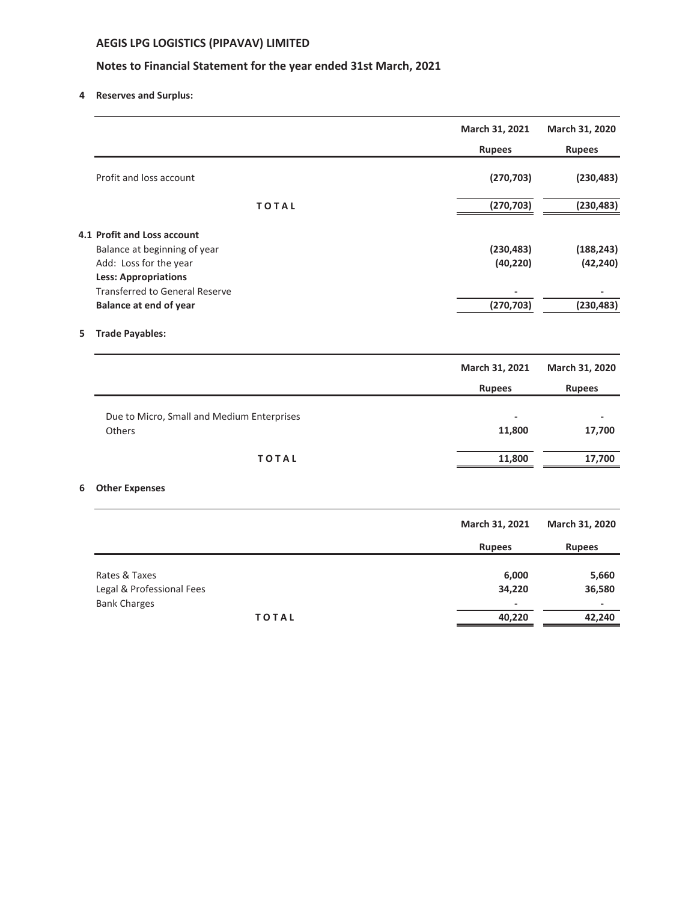## AEGIS LPG LOGISTICS (PIPAVAV) LIMITED

## Notes to Financial Statement for the year ended 31st March, 2021

**4 Reserves and Surplus:**

| | March 31, 2021 | March 31, 2020 |
|---|---|---|
| | **Rupees** | **Rupees** |
| Profit and loss account | **(270,703)** | **(230,483)** |
| **TOTAL** | **(270,703)** | **(230,483)** |

| **4.1 Profit and Loss account** | | |
|---|---|---|
| Balance at beginning of year | **(230,483)** | **(188,243)** |
| Add: Loss for the year | **(40,220)** | **(42,240)** |
| **Less: Appropriations** | | |
| Transferred to General Reserve | **-** | **-** |
| **Balance at end of year** | **(270,703)** | **(230,483)** |

**5 Trade Payables:**

| | March 31, 2021 | March 31, 2020 |
|---|---|---|
| | **Rupees** | **Rupees** |
| Due to Micro, Small and Medium Enterprises | **-** | **-** |
| Others | **11,800** | **17,700** |
| **TOTAL** | **11,800** | **17,700** |

**6 Other Expenses**

| | March 31, 2021 | March 31, 2020 |
|---|---|---|
| | **Rupees** | **Rupees** |
| Rates & Taxes | **6,000** | **5,660** |
| Legal & Professional Fees | **34,220** | **36,580** |
| Bank Charges | **-** | **-** |
| **TOTAL** | **40,220** | **42,240** |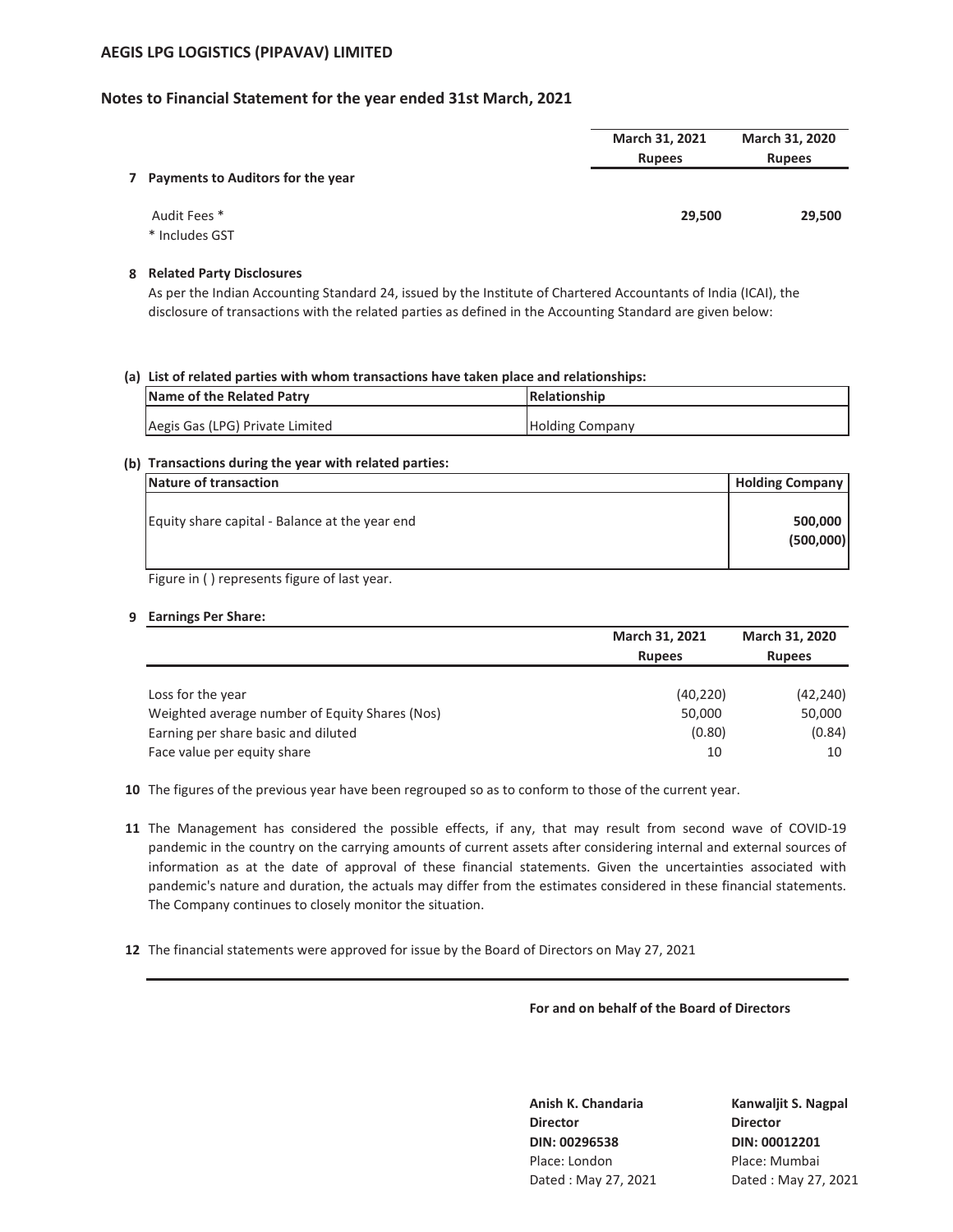**AEGIS LPG LOGISTICS (PIPAVAV) LIMITED**

**Notes to Financial Statement for the year ended 31st March, 2021**

| | March 31, 2021 Rupees | March 31, 2020 Rupees |
|---|---|---|
| **7 Payments to Auditors for the year** | | |
| Audit Fees * | **29,500** | **29,500** |
| * Includes GST | | |

**8 Related Party Disclosures**

As per the Indian Accounting Standard 24, issued by the Institute of Chartered Accountants of India (ICAI), the disclosure of transactions with the related parties as defined in the Accounting Standard are given below:

**(a) List of related parties with whom transactions have taken place and relationships:**

| Name of the Related Patry | Relationship |
|---|---|
| Aegis Gas (LPG) Private Limited | Holding Company |

**(b) Transactions during the year with related parties:**

| Nature of transaction | Holding Company |
|---|---|
| Equity share capital - Balance at the year end | **500,000**<br>**(500,000)** |

Figure in ( ) represents figure of last year.

**9 Earnings Per Share:**

| | March 31, 2021 Rupees | March 31, 2020 Rupees |
|---|---|---|
| Loss for the year | (40,220) | (42,240) |
| Weighted average number of Equity Shares (Nos) | 50,000 | 50,000 |
| Earning per share basic and diluted | (0.80) | (0.84) |
| Face value per equity share | 10 | 10 |

**10** The figures of the previous year have been regrouped so as to conform to those of the current year.

**11** The Management has considered the possible effects, if any, that may result from second wave of COVID-19 pandemic in the country on the carrying amounts of current assets after considering internal and external sources of information as at the date of approval of these financial statements. Given the uncertainties associated with pandemic's nature and duration, the actuals may differ from the estimates considered in these financial statements. The Company continues to closely monitor the situation.

**12** The financial statements were approved for issue by the Board of Directors on May 27, 2021

**For and on behalf of the Board of Directors**

| | |
|---|---|
| **Anish K. Chandaria** | **Kanwaljit S. Nagpal** |
| **Director** | **Director** |
| **DIN: 00296538** | **DIN: 00012201** |
| Place: London | Place: Mumbai |
| Dated : May 27, 2021 | Dated : May 27, 2021 |